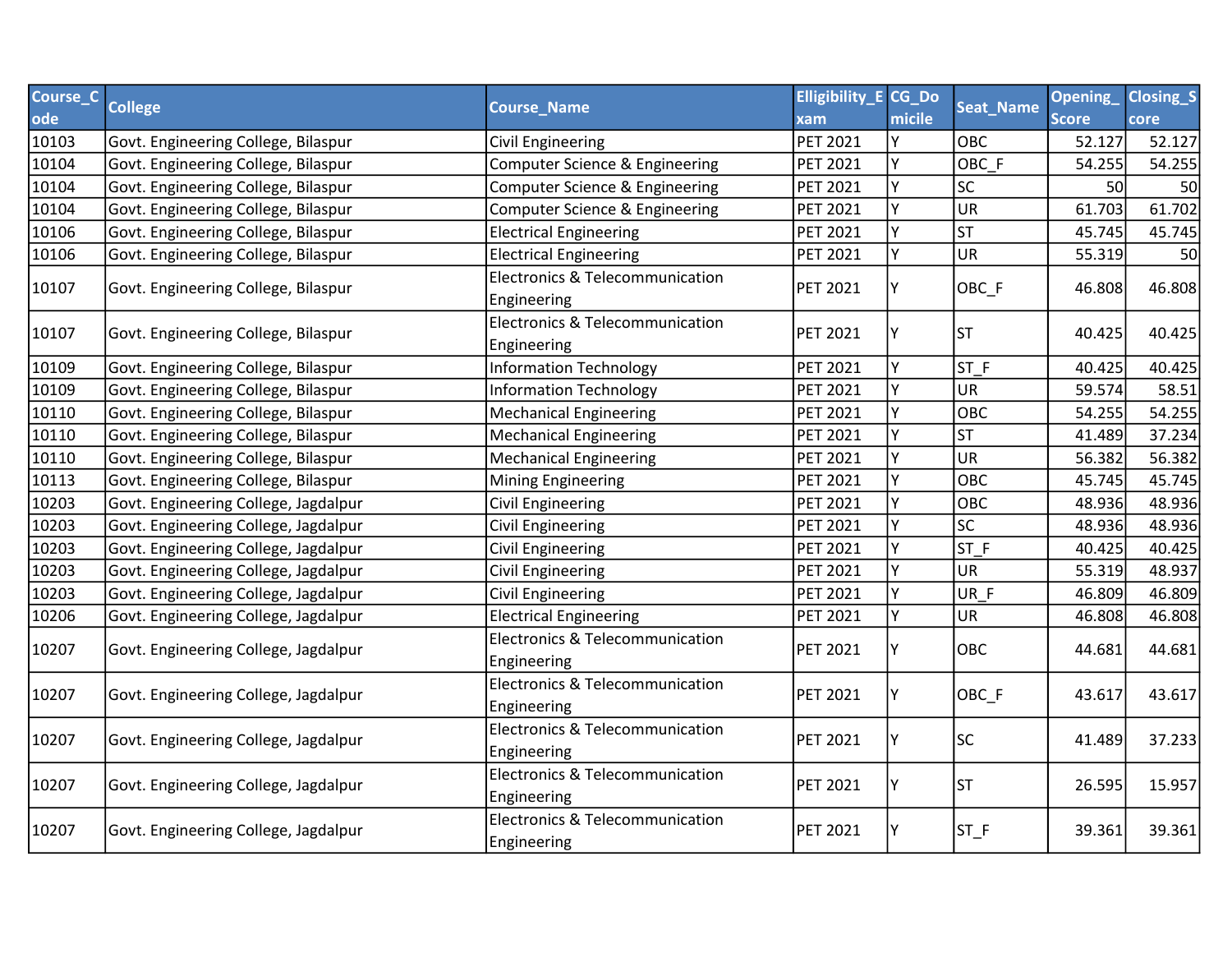| Course_Code | College | Course_Name | Elligibility_Exam | CG_Domicile | Seat_Name | Opening_Score | Closing_Score |
|---|---|---|---|---|---|---|---|
| 10103 | Govt. Engineering College, Bilaspur | Civil Engineering | PET 2021 | Y | OBC | 52.127 | 52.127 |
| 10104 | Govt. Engineering College, Bilaspur | Computer Science & Engineering | PET 2021 | Y | OBC_F | 54.255 | 54.255 |
| 10104 | Govt. Engineering College, Bilaspur | Computer Science & Engineering | PET 2021 | Y | SC | 50 | 50 |
| 10104 | Govt. Engineering College, Bilaspur | Computer Science & Engineering | PET 2021 | Y | UR | 61.703 | 61.702 |
| 10106 | Govt. Engineering College, Bilaspur | Electrical Engineering | PET 2021 | Y | ST | 45.745 | 45.745 |
| 10106 | Govt. Engineering College, Bilaspur | Electrical Engineering | PET 2021 | Y | UR | 55.319 | 50 |
| 10107 | Govt. Engineering College, Bilaspur | Electronics & Telecommunication Engineering | PET 2021 | Y | OBC_F | 46.808 | 46.808 |
| 10107 | Govt. Engineering College, Bilaspur | Electronics & Telecommunication Engineering | PET 2021 | Y | ST | 40.425 | 40.425 |
| 10109 | Govt. Engineering College, Bilaspur | Information Technology | PET 2021 | Y | ST_F | 40.425 | 40.425 |
| 10109 | Govt. Engineering College, Bilaspur | Information Technology | PET 2021 | Y | UR | 59.574 | 58.51 |
| 10110 | Govt. Engineering College, Bilaspur | Mechanical Engineering | PET 2021 | Y | OBC | 54.255 | 54.255 |
| 10110 | Govt. Engineering College, Bilaspur | Mechanical Engineering | PET 2021 | Y | ST | 41.489 | 37.234 |
| 10110 | Govt. Engineering College, Bilaspur | Mechanical Engineering | PET 2021 | Y | UR | 56.382 | 56.382 |
| 10113 | Govt. Engineering College, Bilaspur | Mining Engineering | PET 2021 | Y | OBC | 45.745 | 45.745 |
| 10203 | Govt. Engineering College, Jagdalpur | Civil Engineering | PET 2021 | Y | OBC | 48.936 | 48.936 |
| 10203 | Govt. Engineering College, Jagdalpur | Civil Engineering | PET 2021 | Y | SC | 48.936 | 48.936 |
| 10203 | Govt. Engineering College, Jagdalpur | Civil Engineering | PET 2021 | Y | ST_F | 40.425 | 40.425 |
| 10203 | Govt. Engineering College, Jagdalpur | Civil Engineering | PET 2021 | Y | UR | 55.319 | 48.937 |
| 10203 | Govt. Engineering College, Jagdalpur | Civil Engineering | PET 2021 | Y | UR_F | 46.809 | 46.809 |
| 10206 | Govt. Engineering College, Jagdalpur | Electrical Engineering | PET 2021 | Y | UR | 46.808 | 46.808 |
| 10207 | Govt. Engineering College, Jagdalpur | Electronics & Telecommunication Engineering | PET 2021 | Y | OBC | 44.681 | 44.681 |
| 10207 | Govt. Engineering College, Jagdalpur | Electronics & Telecommunication Engineering | PET 2021 | Y | OBC_F | 43.617 | 43.617 |
| 10207 | Govt. Engineering College, Jagdalpur | Electronics & Telecommunication Engineering | PET 2021 | Y | SC | 41.489 | 37.233 |
| 10207 | Govt. Engineering College, Jagdalpur | Electronics & Telecommunication Engineering | PET 2021 | Y | ST | 26.595 | 15.957 |
| 10207 | Govt. Engineering College, Jagdalpur | Electronics & Telecommunication Engineering | PET 2021 | Y | ST_F | 39.361 | 39.361 |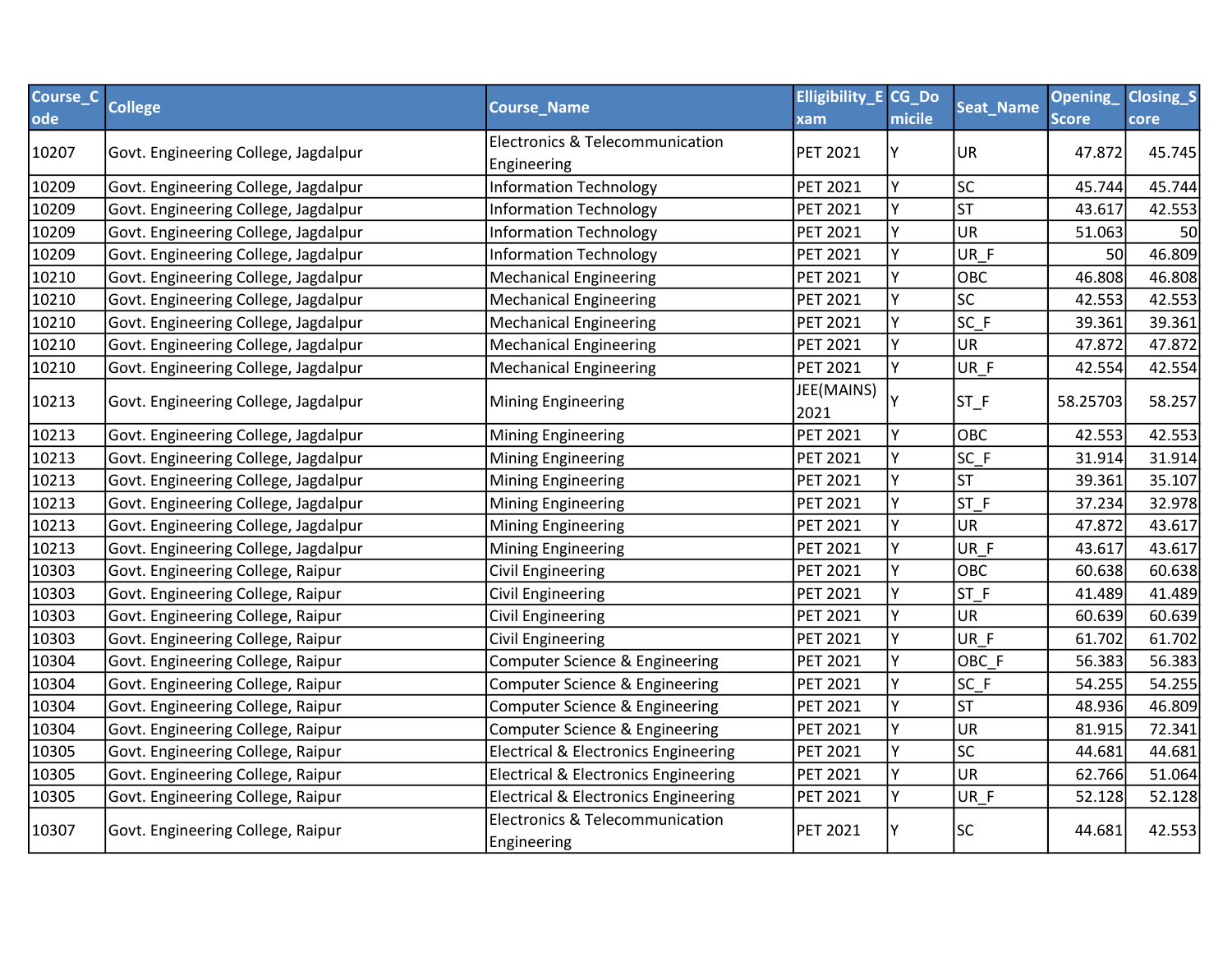| Course_Code | College | Course_Name | Elligibility_Exam | CG_Domicile | Seat_Name | Opening_Score | Closing_Score |
|---|---|---|---|---|---|---|---|
| 10207 | Govt. Engineering College, Jagdalpur | Electronics & Telecommunication Engineering | PET 2021 | Y | UR | 47.872 | 45.745 |
| 10209 | Govt. Engineering College, Jagdalpur | Information Technology | PET 2021 | Y | SC | 45.744 | 45.744 |
| 10209 | Govt. Engineering College, Jagdalpur | Information Technology | PET 2021 | Y | ST | 43.617 | 42.553 |
| 10209 | Govt. Engineering College, Jagdalpur | Information Technology | PET 2021 | Y | UR | 51.063 | 50 |
| 10209 | Govt. Engineering College, Jagdalpur | Information Technology | PET 2021 | Y | UR_F | 50 | 46.809 |
| 10210 | Govt. Engineering College, Jagdalpur | Mechanical Engineering | PET 2021 | Y | OBC | 46.808 | 46.808 |
| 10210 | Govt. Engineering College, Jagdalpur | Mechanical Engineering | PET 2021 | Y | SC | 42.553 | 42.553 |
| 10210 | Govt. Engineering College, Jagdalpur | Mechanical Engineering | PET 2021 | Y | SC_F | 39.361 | 39.361 |
| 10210 | Govt. Engineering College, Jagdalpur | Mechanical Engineering | PET 2021 | Y | UR | 47.872 | 47.872 |
| 10210 | Govt. Engineering College, Jagdalpur | Mechanical Engineering | PET 2021 | Y | UR_F | 42.554 | 42.554 |
| 10213 | Govt. Engineering College, Jagdalpur | Mining Engineering | JEE(MAINS) 2021 | Y | ST_F | 58.25703 | 58.257 |
| 10213 | Govt. Engineering College, Jagdalpur | Mining Engineering | PET 2021 | Y | OBC | 42.553 | 42.553 |
| 10213 | Govt. Engineering College, Jagdalpur | Mining Engineering | PET 2021 | Y | SC_F | 31.914 | 31.914 |
| 10213 | Govt. Engineering College, Jagdalpur | Mining Engineering | PET 2021 | Y | ST | 39.361 | 35.107 |
| 10213 | Govt. Engineering College, Jagdalpur | Mining Engineering | PET 2021 | Y | ST_F | 37.234 | 32.978 |
| 10213 | Govt. Engineering College, Jagdalpur | Mining Engineering | PET 2021 | Y | UR | 47.872 | 43.617 |
| 10213 | Govt. Engineering College, Jagdalpur | Mining Engineering | PET 2021 | Y | UR_F | 43.617 | 43.617 |
| 10303 | Govt. Engineering College, Raipur | Civil Engineering | PET 2021 | Y | OBC | 60.638 | 60.638 |
| 10303 | Govt. Engineering College, Raipur | Civil Engineering | PET 2021 | Y | ST_F | 41.489 | 41.489 |
| 10303 | Govt. Engineering College, Raipur | Civil Engineering | PET 2021 | Y | UR | 60.639 | 60.639 |
| 10303 | Govt. Engineering College, Raipur | Civil Engineering | PET 2021 | Y | UR_F | 61.702 | 61.702 |
| 10304 | Govt. Engineering College, Raipur | Computer Science & Engineering | PET 2021 | Y | OBC_F | 56.383 | 56.383 |
| 10304 | Govt. Engineering College, Raipur | Computer Science & Engineering | PET 2021 | Y | SC_F | 54.255 | 54.255 |
| 10304 | Govt. Engineering College, Raipur | Computer Science & Engineering | PET 2021 | Y | ST | 48.936 | 46.809 |
| 10304 | Govt. Engineering College, Raipur | Computer Science & Engineering | PET 2021 | Y | UR | 81.915 | 72.341 |
| 10305 | Govt. Engineering College, Raipur | Electrical & Electronics Engineering | PET 2021 | Y | SC | 44.681 | 44.681 |
| 10305 | Govt. Engineering College, Raipur | Electrical & Electronics Engineering | PET 2021 | Y | UR | 62.766 | 51.064 |
| 10305 | Govt. Engineering College, Raipur | Electrical & Electronics Engineering | PET 2021 | Y | UR_F | 52.128 | 52.128 |
| 10307 | Govt. Engineering College, Raipur | Electronics & Telecommunication Engineering | PET 2021 | Y | SC | 44.681 | 42.553 |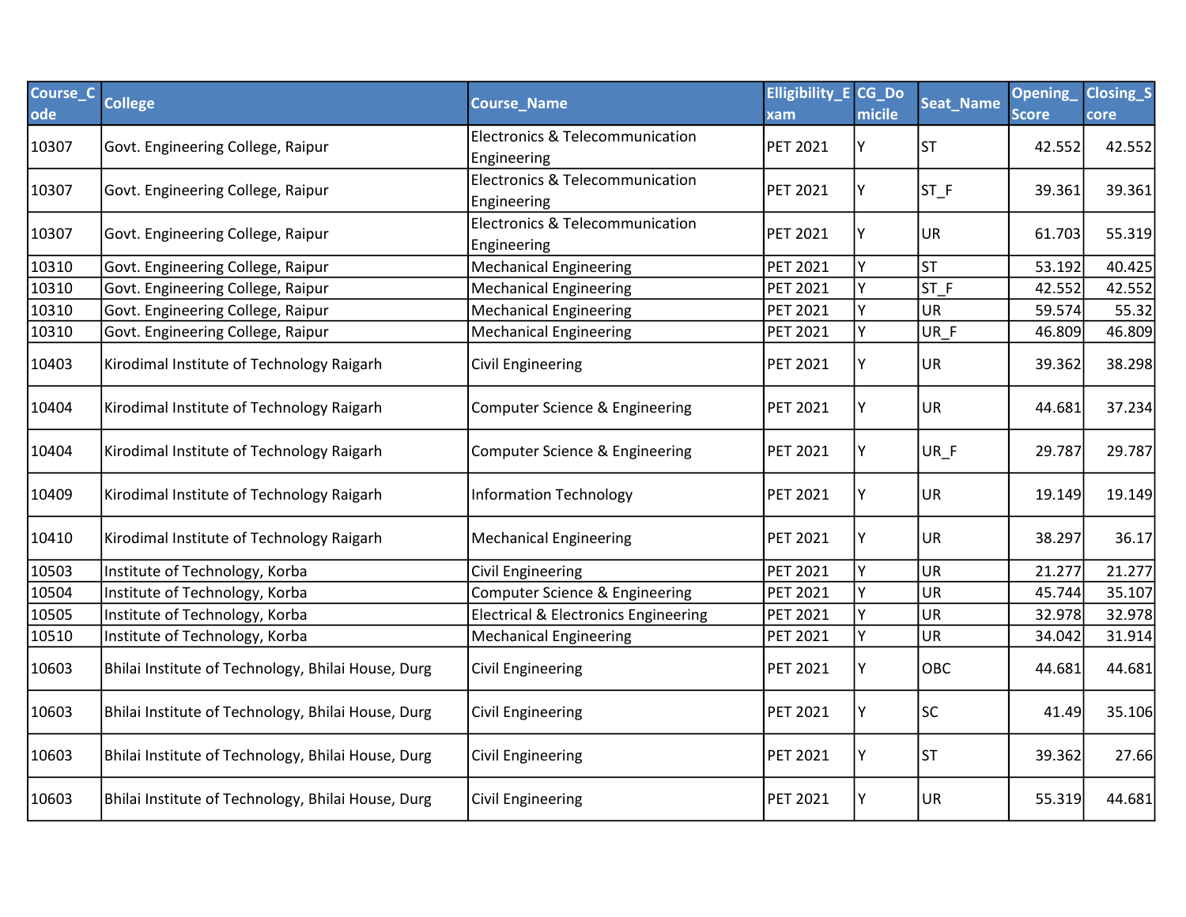| Course_Code | College | Course_Name | Elligibility_Exam | CG_Domicile | Seat_Name | Opening_Score | Closing_Score |
|---|---|---|---|---|---|---|---|
| 10307 | Govt. Engineering College, Raipur | Electronics & Telecommunication Engineering | PET 2021 | Y | ST | 42.552 | 42.552 |
| 10307 | Govt. Engineering College, Raipur | Electronics & Telecommunication Engineering | PET 2021 | Y | ST_F | 39.361 | 39.361 |
| 10307 | Govt. Engineering College, Raipur | Electronics & Telecommunication Engineering | PET 2021 | Y | UR | 61.703 | 55.319 |
| 10310 | Govt. Engineering College, Raipur | Mechanical Engineering | PET 2021 | Y | ST | 53.192 | 40.425 |
| 10310 | Govt. Engineering College, Raipur | Mechanical Engineering | PET 2021 | Y | ST_F | 42.552 | 42.552 |
| 10310 | Govt. Engineering College, Raipur | Mechanical Engineering | PET 2021 | Y | UR | 59.574 | 55.32 |
| 10310 | Govt. Engineering College, Raipur | Mechanical Engineering | PET 2021 | Y | UR_F | 46.809 | 46.809 |
| 10403 | Kirodimal Institute of Technology Raigarh | Civil Engineering | PET 2021 | Y | UR | 39.362 | 38.298 |
| 10404 | Kirodimal Institute of Technology Raigarh | Computer Science & Engineering | PET 2021 | Y | UR | 44.681 | 37.234 |
| 10404 | Kirodimal Institute of Technology Raigarh | Computer Science & Engineering | PET 2021 | Y | UR_F | 29.787 | 29.787 |
| 10409 | Kirodimal Institute of Technology Raigarh | Information Technology | PET 2021 | Y | UR | 19.149 | 19.149 |
| 10410 | Kirodimal Institute of Technology Raigarh | Mechanical Engineering | PET 2021 | Y | UR | 38.297 | 36.17 |
| 10503 | Institute of Technology, Korba | Civil Engineering | PET 2021 | Y | UR | 21.277 | 21.277 |
| 10504 | Institute of Technology, Korba | Computer Science & Engineering | PET 2021 | Y | UR | 45.744 | 35.107 |
| 10505 | Institute of Technology, Korba | Electrical & Electronics Engineering | PET 2021 | Y | UR | 32.978 | 32.978 |
| 10510 | Institute of Technology, Korba | Mechanical Engineering | PET 2021 | Y | UR | 34.042 | 31.914 |
| 10603 | Bhilai Institute of Technology, Bhilai House, Durg | Civil Engineering | PET 2021 | Y | OBC | 44.681 | 44.681 |
| 10603 | Bhilai Institute of Technology, Bhilai House, Durg | Civil Engineering | PET 2021 | Y | SC | 41.49 | 35.106 |
| 10603 | Bhilai Institute of Technology, Bhilai House, Durg | Civil Engineering | PET 2021 | Y | ST | 39.362 | 27.66 |
| 10603 | Bhilai Institute of Technology, Bhilai House, Durg | Civil Engineering | PET 2021 | Y | UR | 55.319 | 44.681 |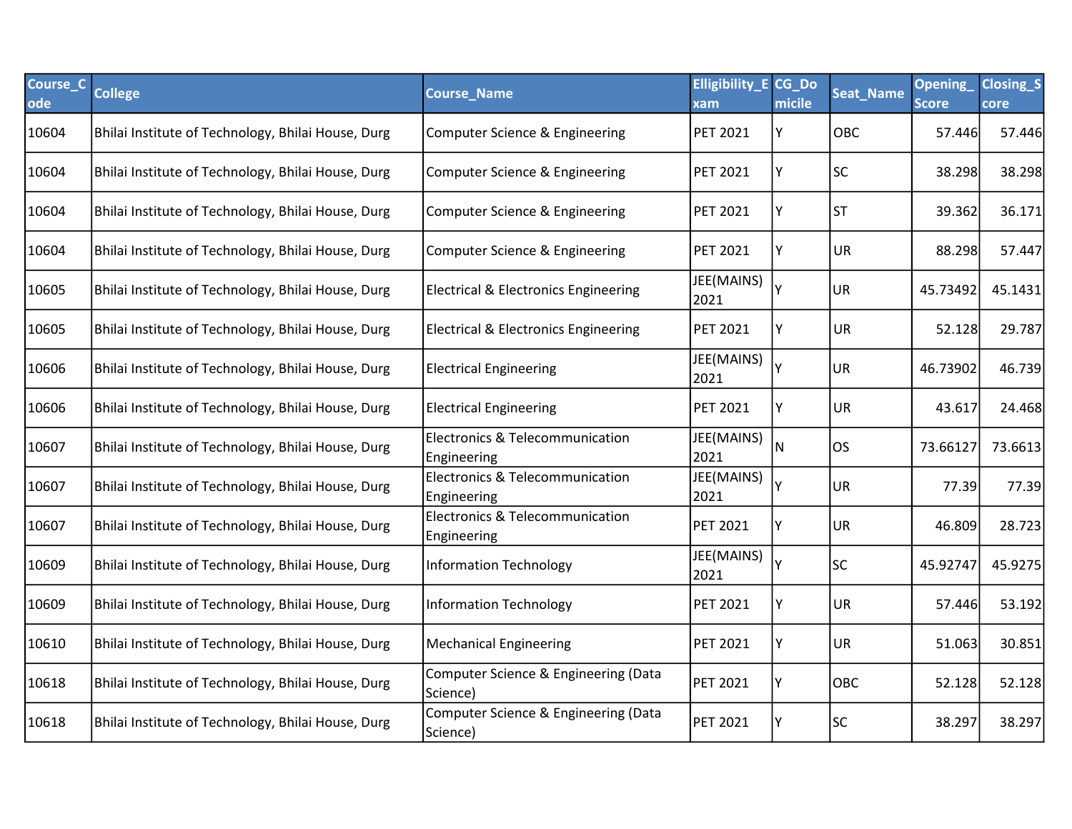| Course_Code | College | Course_Name | Elligibility_Exam | CG_Domicile | Seat_Name | Opening_Score | Closing_Score |
|---|---|---|---|---|---|---|---|
| 10604 | Bhilai Institute of Technology, Bhilai House, Durg | Computer Science & Engineering | PET 2021 | Y | OBC | 57.446 | 57.446 |
| 10604 | Bhilai Institute of Technology, Bhilai House, Durg | Computer Science & Engineering | PET 2021 | Y | SC | 38.298 | 38.298 |
| 10604 | Bhilai Institute of Technology, Bhilai House, Durg | Computer Science & Engineering | PET 2021 | Y | ST | 39.362 | 36.171 |
| 10604 | Bhilai Institute of Technology, Bhilai House, Durg | Computer Science & Engineering | PET 2021 | Y | UR | 88.298 | 57.447 |
| 10605 | Bhilai Institute of Technology, Bhilai House, Durg | Electrical & Electronics Engineering | JEE(MAINS) 2021 | Y | UR | 45.73492 | 45.1431 |
| 10605 | Bhilai Institute of Technology, Bhilai House, Durg | Electrical & Electronics Engineering | PET 2021 | Y | UR | 52.128 | 29.787 |
| 10606 | Bhilai Institute of Technology, Bhilai House, Durg | Electrical Engineering | JEE(MAINS) 2021 | Y | UR | 46.73902 | 46.739 |
| 10606 | Bhilai Institute of Technology, Bhilai House, Durg | Electrical Engineering | PET 2021 | Y | UR | 43.617 | 24.468 |
| 10607 | Bhilai Institute of Technology, Bhilai House, Durg | Electronics & Telecommunication Engineering | JEE(MAINS) 2021 | N | OS | 73.66127 | 73.6613 |
| 10607 | Bhilai Institute of Technology, Bhilai House, Durg | Electronics & Telecommunication Engineering | JEE(MAINS) 2021 | Y | UR | 77.39 | 77.39 |
| 10607 | Bhilai Institute of Technology, Bhilai House, Durg | Electronics & Telecommunication Engineering | PET 2021 | Y | UR | 46.809 | 28.723 |
| 10609 | Bhilai Institute of Technology, Bhilai House, Durg | Information Technology | JEE(MAINS) 2021 | Y | SC | 45.92747 | 45.9275 |
| 10609 | Bhilai Institute of Technology, Bhilai House, Durg | Information Technology | PET 2021 | Y | UR | 57.446 | 53.192 |
| 10610 | Bhilai Institute of Technology, Bhilai House, Durg | Mechanical Engineering | PET 2021 | Y | UR | 51.063 | 30.851 |
| 10618 | Bhilai Institute of Technology, Bhilai House, Durg | Computer Science & Engineering (Data Science) | PET 2021 | Y | OBC | 52.128 | 52.128 |
| 10618 | Bhilai Institute of Technology, Bhilai House, Durg | Computer Science & Engineering (Data Science) | PET 2021 | Y | SC | 38.297 | 38.297 |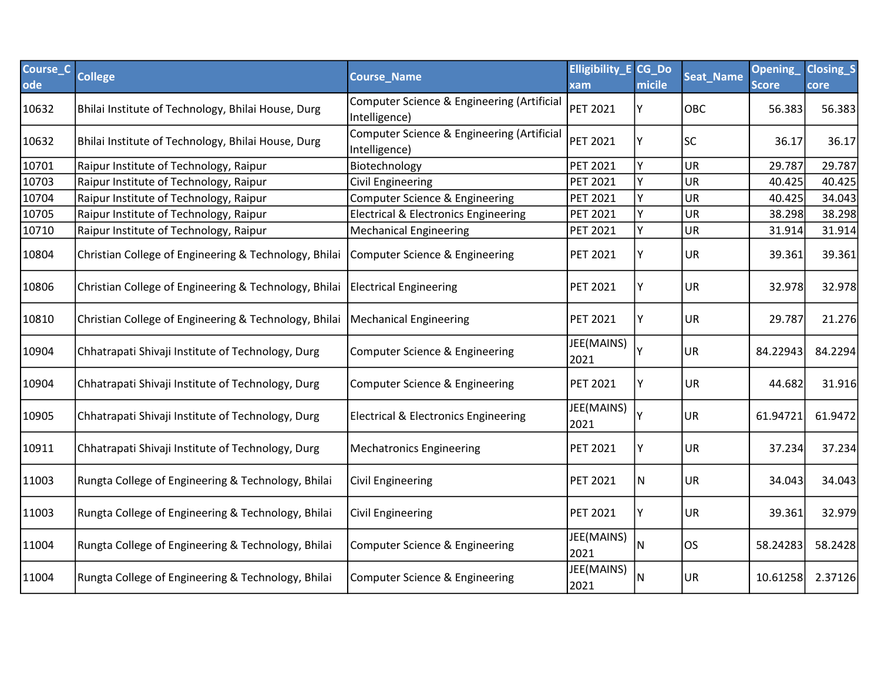| Course_Code | College | Course_Name | Elligibility_Exam | CG_Domicile | Seat_Name | Opening_Score | Closing_Score |
|---|---|---|---|---|---|---|---|
| 10632 | Bhilai Institute of Technology, Bhilai House, Durg | Computer Science & Engineering (Artificial Intelligence) | PET 2021 | Y | OBC | 56.383 | 56.383 |
| 10632 | Bhilai Institute of Technology, Bhilai House, Durg | Computer Science & Engineering (Artificial Intelligence) | PET 2021 | Y | SC | 36.17 | 36.17 |
| 10701 | Raipur Institute of Technology, Raipur | Biotechnology | PET 2021 | Y | UR | 29.787 | 29.787 |
| 10703 | Raipur Institute of Technology, Raipur | Civil Engineering | PET 2021 | Y | UR | 40.425 | 40.425 |
| 10704 | Raipur Institute of Technology, Raipur | Computer Science & Engineering | PET 2021 | Y | UR | 40.425 | 34.043 |
| 10705 | Raipur Institute of Technology, Raipur | Electrical & Electronics Engineering | PET 2021 | Y | UR | 38.298 | 38.298 |
| 10710 | Raipur Institute of Technology, Raipur | Mechanical Engineering | PET 2021 | Y | UR | 31.914 | 31.914 |
| 10804 | Christian College of Engineering & Technology, Bhilai | Computer Science & Engineering | PET 2021 | Y | UR | 39.361 | 39.361 |
| 10806 | Christian College of Engineering & Technology, Bhilai | Electrical Engineering | PET 2021 | Y | UR | 32.978 | 32.978 |
| 10810 | Christian College of Engineering & Technology, Bhilai | Mechanical Engineering | PET 2021 | Y | UR | 29.787 | 21.276 |
| 10904 | Chhatrapati Shivaji Institute of Technology, Durg | Computer Science & Engineering | JEE(MAINS) 2021 | Y | UR | 84.22943 | 84.2294 |
| 10904 | Chhatrapati Shivaji Institute of Technology, Durg | Computer Science & Engineering | PET 2021 | Y | UR | 44.682 | 31.916 |
| 10905 | Chhatrapati Shivaji Institute of Technology, Durg | Electrical & Electronics Engineering | JEE(MAINS) 2021 | Y | UR | 61.94721 | 61.9472 |
| 10911 | Chhatrapati Shivaji Institute of Technology, Durg | Mechatronics Engineering | PET 2021 | Y | UR | 37.234 | 37.234 |
| 11003 | Rungta College of Engineering & Technology, Bhilai | Civil Engineering | PET 2021 | N | UR | 34.043 | 34.043 |
| 11003 | Rungta College of Engineering & Technology, Bhilai | Civil Engineering | PET 2021 | Y | UR | 39.361 | 32.979 |
| 11004 | Rungta College of Engineering & Technology, Bhilai | Computer Science & Engineering | JEE(MAINS) 2021 | N | OS | 58.24283 | 58.2428 |
| 11004 | Rungta College of Engineering & Technology, Bhilai | Computer Science & Engineering | JEE(MAINS) 2021 | N | UR | 10.61258 | 2.37126 |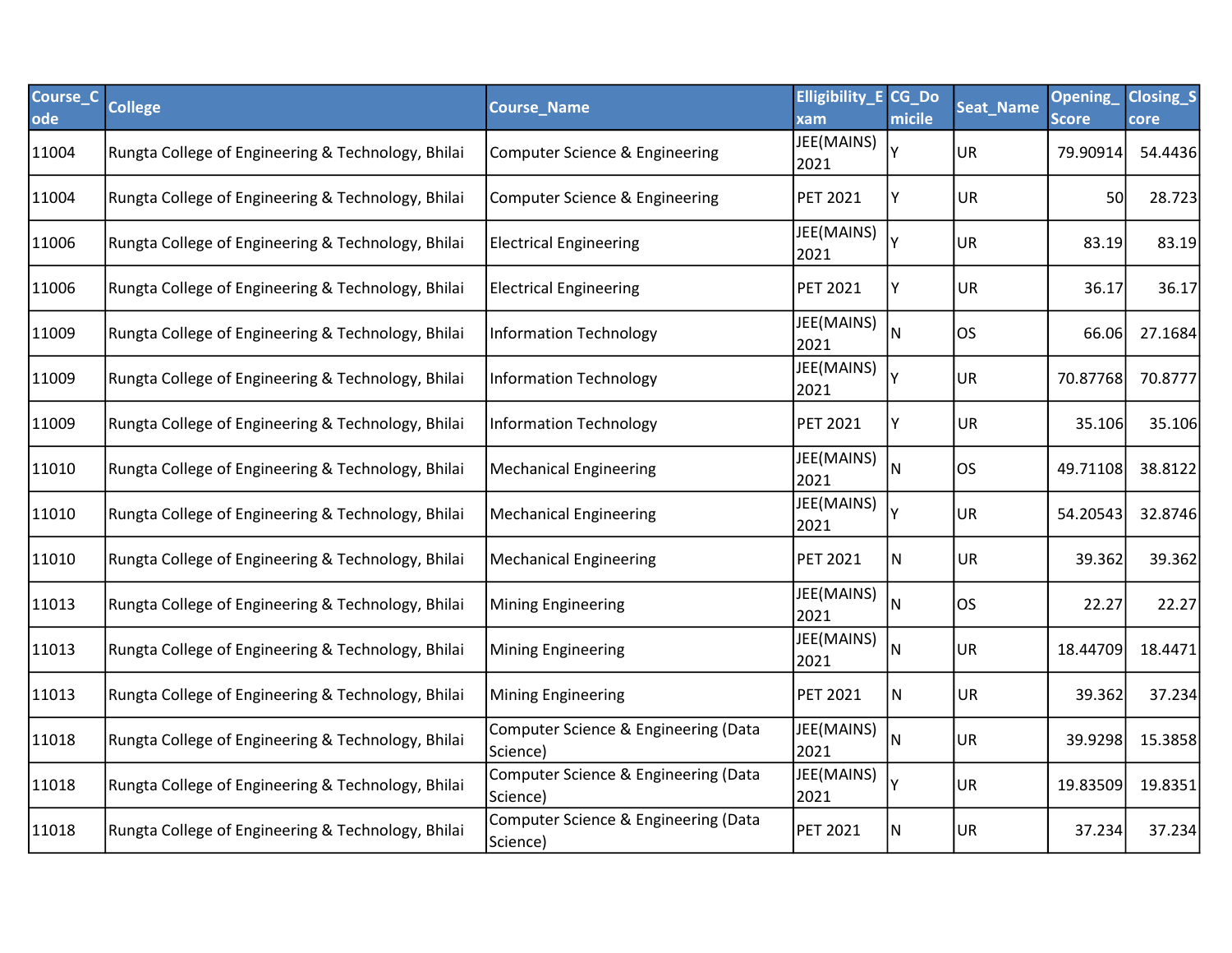| Course_Code | College | Course_Name | Elligibility_Exam | CG_Domicile | Seat_Name | Opening_Score | Closing_Score |
|---|---|---|---|---|---|---|---|
| 11004 | Rungta College of Engineering & Technology, Bhilai | Computer Science & Engineering | JEE(MAINS) 2021 | Y | UR | 79.90914 | 54.4436 |
| 11004 | Rungta College of Engineering & Technology, Bhilai | Computer Science & Engineering | PET 2021 | Y | UR | 50 | 28.723 |
| 11006 | Rungta College of Engineering & Technology, Bhilai | Electrical Engineering | JEE(MAINS) 2021 | Y | UR | 83.19 | 83.19 |
| 11006 | Rungta College of Engineering & Technology, Bhilai | Electrical Engineering | PET 2021 | Y | UR | 36.17 | 36.17 |
| 11009 | Rungta College of Engineering & Technology, Bhilai | Information Technology | JEE(MAINS) 2021 | N | OS | 66.06 | 27.1684 |
| 11009 | Rungta College of Engineering & Technology, Bhilai | Information Technology | JEE(MAINS) 2021 | Y | UR | 70.87768 | 70.8777 |
| 11009 | Rungta College of Engineering & Technology, Bhilai | Information Technology | PET 2021 | Y | UR | 35.106 | 35.106 |
| 11010 | Rungta College of Engineering & Technology, Bhilai | Mechanical Engineering | JEE(MAINS) 2021 | N | OS | 49.71108 | 38.8122 |
| 11010 | Rungta College of Engineering & Technology, Bhilai | Mechanical Engineering | JEE(MAINS) 2021 | Y | UR | 54.20543 | 32.8746 |
| 11010 | Rungta College of Engineering & Technology, Bhilai | Mechanical Engineering | PET 2021 | N | UR | 39.362 | 39.362 |
| 11013 | Rungta College of Engineering & Technology, Bhilai | Mining Engineering | JEE(MAINS) 2021 | N | OS | 22.27 | 22.27 |
| 11013 | Rungta College of Engineering & Technology, Bhilai | Mining Engineering | JEE(MAINS) 2021 | N | UR | 18.44709 | 18.4471 |
| 11013 | Rungta College of Engineering & Technology, Bhilai | Mining Engineering | PET 2021 | N | UR | 39.362 | 37.234 |
| 11018 | Rungta College of Engineering & Technology, Bhilai | Computer Science & Engineering (Data Science) | JEE(MAINS) 2021 | N | UR | 39.9298 | 15.3858 |
| 11018 | Rungta College of Engineering & Technology, Bhilai | Computer Science & Engineering (Data Science) | JEE(MAINS) 2021 | Y | UR | 19.83509 | 19.8351 |
| 11018 | Rungta College of Engineering & Technology, Bhilai | Computer Science & Engineering (Data Science) | PET 2021 | N | UR | 37.234 | 37.234 |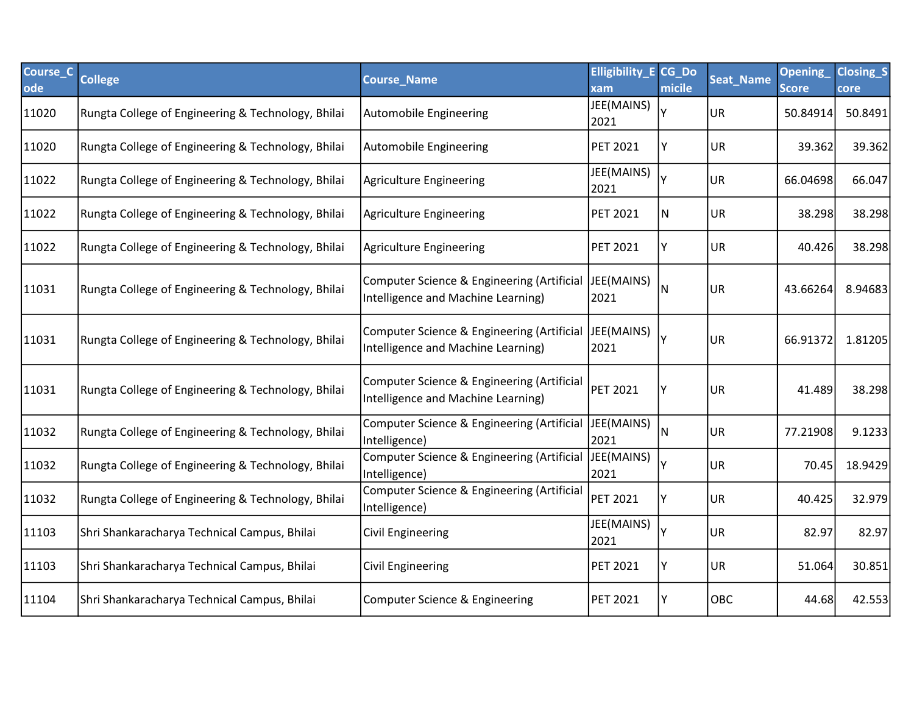| Course_Code | College | Course_Name | Elligibility_Exam | CG_Domicile | Seat_Name | Opening_Score | Closing_Score |
|---|---|---|---|---|---|---|---|
| 11020 | Rungta College of Engineering & Technology, Bhilai | Automobile Engineering | JEE(MAINS) 2021 | Y | UR | 50.84914 | 50.8491 |
| 11020 | Rungta College of Engineering & Technology, Bhilai | Automobile Engineering | PET 2021 | Y | UR | 39.362 | 39.362 |
| 11022 | Rungta College of Engineering & Technology, Bhilai | Agriculture Engineering | JEE(MAINS) 2021 | Y | UR | 66.04698 | 66.047 |
| 11022 | Rungta College of Engineering & Technology, Bhilai | Agriculture Engineering | PET 2021 | N | UR | 38.298 | 38.298 |
| 11022 | Rungta College of Engineering & Technology, Bhilai | Agriculture Engineering | PET 2021 | Y | UR | 40.426 | 38.298 |
| 11031 | Rungta College of Engineering & Technology, Bhilai | Computer Science & Engineering (Artificial Intelligence and Machine Learning) | JEE(MAINS) 2021 | N | UR | 43.66264 | 8.94683 |
| 11031 | Rungta College of Engineering & Technology, Bhilai | Computer Science & Engineering (Artificial Intelligence and Machine Learning) | JEE(MAINS) 2021 | Y | UR | 66.91372 | 1.81205 |
| 11031 | Rungta College of Engineering & Technology, Bhilai | Computer Science & Engineering (Artificial Intelligence and Machine Learning) | PET 2021 | Y | UR | 41.489 | 38.298 |
| 11032 | Rungta College of Engineering & Technology, Bhilai | Computer Science & Engineering (Artificial Intelligence) | JEE(MAINS) 2021 | N | UR | 77.21908 | 9.1233 |
| 11032 | Rungta College of Engineering & Technology, Bhilai | Computer Science & Engineering (Artificial Intelligence) | JEE(MAINS) 2021 | Y | UR | 70.45 | 18.9429 |
| 11032 | Rungta College of Engineering & Technology, Bhilai | Computer Science & Engineering (Artificial Intelligence) | PET 2021 | Y | UR | 40.425 | 32.979 |
| 11103 | Shri Shankaracharya Technical Campus, Bhilai | Civil Engineering | JEE(MAINS) 2021 | Y | UR | 82.97 | 82.97 |
| 11103 | Shri Shankaracharya Technical Campus, Bhilai | Civil Engineering | PET 2021 | Y | UR | 51.064 | 30.851 |
| 11104 | Shri Shankaracharya Technical Campus, Bhilai | Computer Science & Engineering | PET 2021 | Y | OBC | 44.68 | 42.553 |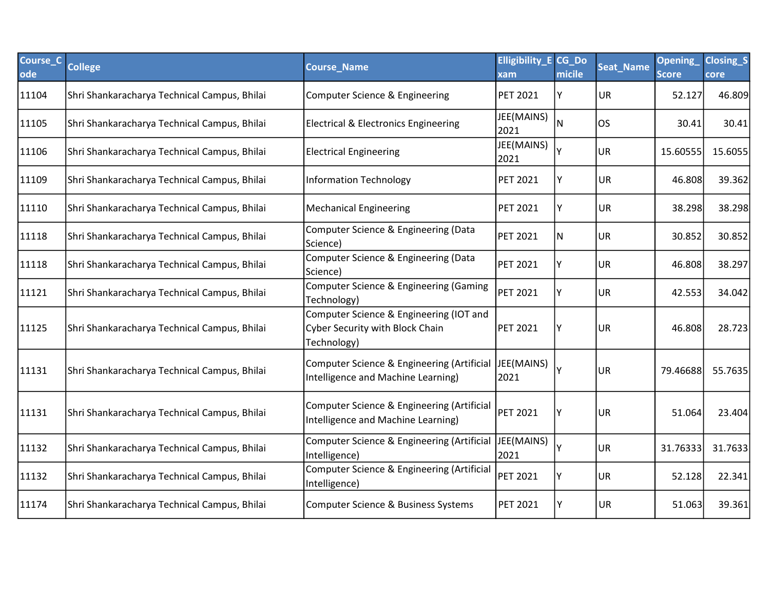| Course_Code | College | Course_Name | Elligibility_Exam | CG_Domicile | Seat_Name | Opening_Score | Closing_Score |
|---|---|---|---|---|---|---|---|
| 11104 | Shri Shankaracharya Technical Campus, Bhilai | Computer Science & Engineering | PET 2021 | Y | UR | 52.127 | 46.809 |
| 11105 | Shri Shankaracharya Technical Campus, Bhilai | Electrical & Electronics Engineering | JEE(MAINS) 2021 | N | OS | 30.41 | 30.41 |
| 11106 | Shri Shankaracharya Technical Campus, Bhilai | Electrical Engineering | JEE(MAINS) 2021 | Y | UR | 15.60555 | 15.6055 |
| 11109 | Shri Shankaracharya Technical Campus, Bhilai | Information Technology | PET 2021 | Y | UR | 46.808 | 39.362 |
| 11110 | Shri Shankaracharya Technical Campus, Bhilai | Mechanical Engineering | PET 2021 | Y | UR | 38.298 | 38.298 |
| 11118 | Shri Shankaracharya Technical Campus, Bhilai | Computer Science & Engineering (Data Science) | PET 2021 | N | UR | 30.852 | 30.852 |
| 11118 | Shri Shankaracharya Technical Campus, Bhilai | Computer Science & Engineering (Data Science) | PET 2021 | Y | UR | 46.808 | 38.297 |
| 11121 | Shri Shankaracharya Technical Campus, Bhilai | Computer Science & Engineering (Gaming Technology) | PET 2021 | Y | UR | 42.553 | 34.042 |
| 11125 | Shri Shankaracharya Technical Campus, Bhilai | Computer Science & Engineering (IOT and Cyber Security with Block Chain Technology) | PET 2021 | Y | UR | 46.808 | 28.723 |
| 11131 | Shri Shankaracharya Technical Campus, Bhilai | Computer Science & Engineering (Artificial Intelligence and Machine Learning) | JEE(MAINS) 2021 | Y | UR | 79.46688 | 55.7635 |
| 11131 | Shri Shankaracharya Technical Campus, Bhilai | Computer Science & Engineering (Artificial Intelligence and Machine Learning) | PET 2021 | Y | UR | 51.064 | 23.404 |
| 11132 | Shri Shankaracharya Technical Campus, Bhilai | Computer Science & Engineering (Artificial Intelligence) | JEE(MAINS) 2021 | Y | UR | 31.76333 | 31.7633 |
| 11132 | Shri Shankaracharya Technical Campus, Bhilai | Computer Science & Engineering (Artificial Intelligence) | PET 2021 | Y | UR | 52.128 | 22.341 |
| 11174 | Shri Shankaracharya Technical Campus, Bhilai | Computer Science & Business Systems | PET 2021 | Y | UR | 51.063 | 39.361 |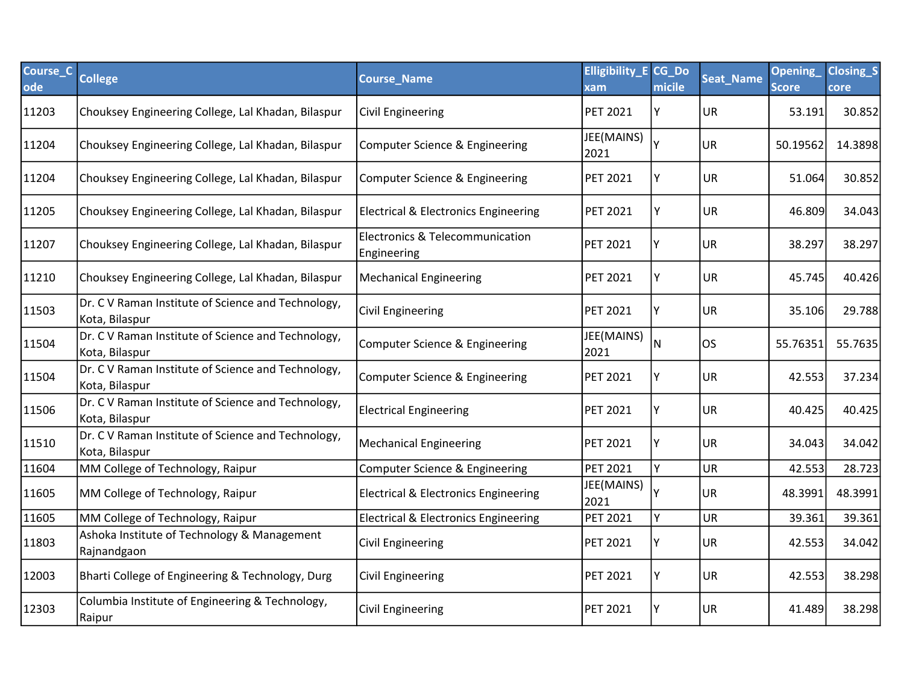| Course_Code | College | Course_Name | Elligibility_Exam | CG_Domicile | Seat_Name | Opening_Score | Closing_Score |
|---|---|---|---|---|---|---|---|
| 11203 | Chouksey Engineering College, Lal Khadan, Bilaspur | Civil Engineering | PET 2021 | Y | UR | 53.191 | 30.852 |
| 11204 | Chouksey Engineering College, Lal Khadan, Bilaspur | Computer Science & Engineering | JEE(MAINS) 2021 | Y | UR | 50.19562 | 14.3898 |
| 11204 | Chouksey Engineering College, Lal Khadan, Bilaspur | Computer Science & Engineering | PET 2021 | Y | UR | 51.064 | 30.852 |
| 11205 | Chouksey Engineering College, Lal Khadan, Bilaspur | Electrical & Electronics Engineering | PET 2021 | Y | UR | 46.809 | 34.043 |
| 11207 | Chouksey Engineering College, Lal Khadan, Bilaspur | Electronics & Telecommunication Engineering | PET 2021 | Y | UR | 38.297 | 38.297 |
| 11210 | Chouksey Engineering College, Lal Khadan, Bilaspur | Mechanical Engineering | PET 2021 | Y | UR | 45.745 | 40.426 |
| 11503 | Dr. C V Raman Institute of Science and Technology, Kota, Bilaspur | Civil Engineering | PET 2021 | Y | UR | 35.106 | 29.788 |
| 11504 | Dr. C V Raman Institute of Science and Technology, Kota, Bilaspur | Computer Science & Engineering | JEE(MAINS) 2021 | N | OS | 55.76351 | 55.7635 |
| 11504 | Dr. C V Raman Institute of Science and Technology, Kota, Bilaspur | Computer Science & Engineering | PET 2021 | Y | UR | 42.553 | 37.234 |
| 11506 | Dr. C V Raman Institute of Science and Technology, Kota, Bilaspur | Electrical Engineering | PET 2021 | Y | UR | 40.425 | 40.425 |
| 11510 | Dr. C V Raman Institute of Science and Technology, Kota, Bilaspur | Mechanical Engineering | PET 2021 | Y | UR | 34.043 | 34.042 |
| 11604 | MM College of Technology, Raipur | Computer Science & Engineering | PET 2021 | Y | UR | 42.553 | 28.723 |
| 11605 | MM College of Technology, Raipur | Electrical & Electronics Engineering | JEE(MAINS) 2021 | Y | UR | 48.3991 | 48.3991 |
| 11605 | MM College of Technology, Raipur | Electrical & Electronics Engineering | PET 2021 | Y | UR | 39.361 | 39.361 |
| 11803 | Ashoka Institute of Technology & Management Rajnandgaon | Civil Engineering | PET 2021 | Y | UR | 42.553 | 34.042 |
| 12003 | Bharti College of Engineering & Technology, Durg | Civil Engineering | PET 2021 | Y | UR | 42.553 | 38.298 |
| 12303 | Columbia Institute of Engineering & Technology, Raipur | Civil Engineering | PET 2021 | Y | UR | 41.489 | 38.298 |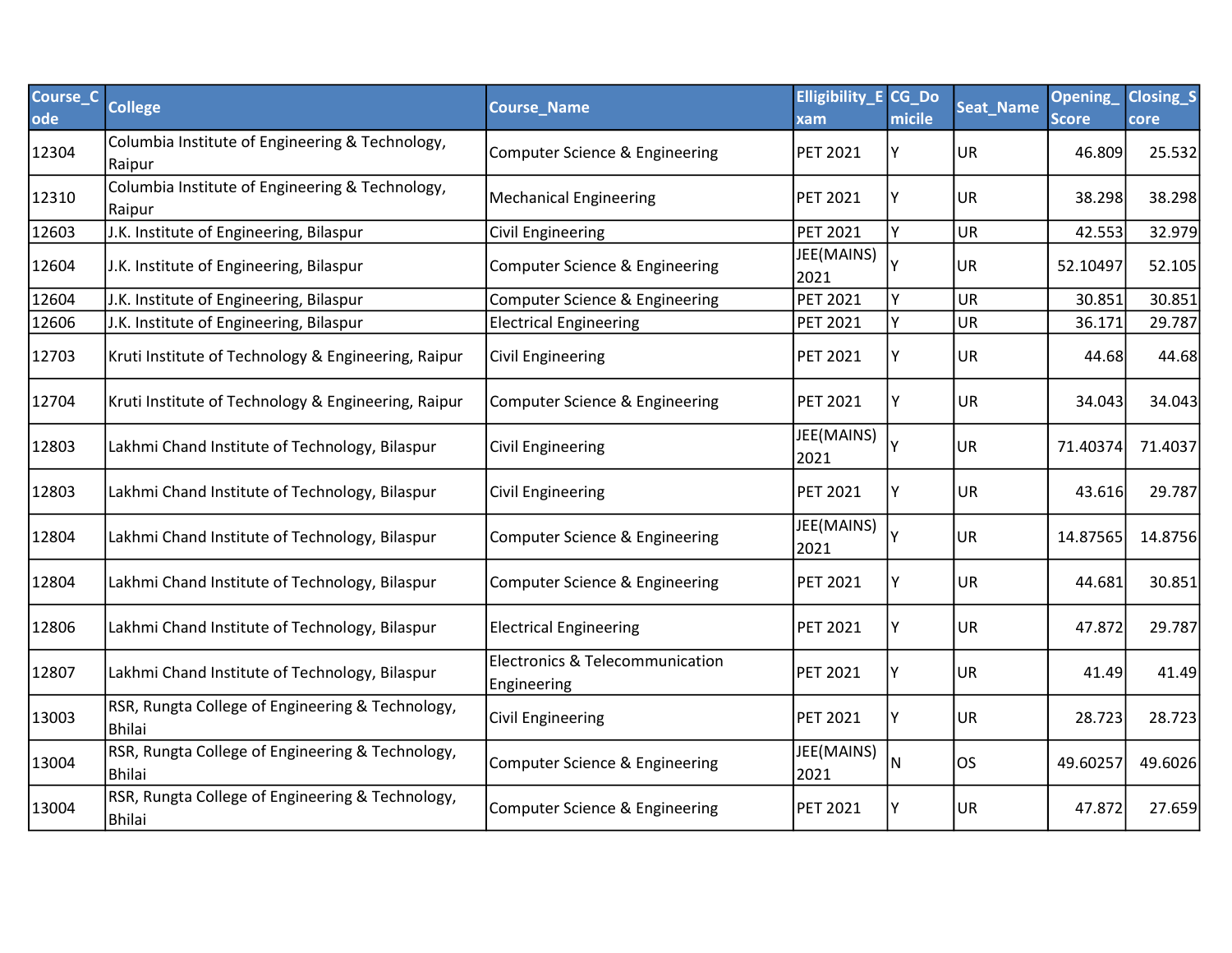| Course_Code | College | Course_Name | Elligibility_Exam | CG_Domicile | Seat_Name | Opening_Score | Closing_Score |
|---|---|---|---|---|---|---|---|
| 12304 | Columbia Institute of Engineering & Technology, Raipur | Computer Science & Engineering | PET 2021 | Y | UR | 46.809 | 25.532 |
| 12310 | Columbia Institute of Engineering & Technology, Raipur | Mechanical Engineering | PET 2021 | Y | UR | 38.298 | 38.298 |
| 12603 | J.K. Institute of Engineering, Bilaspur | Civil Engineering | PET 2021 | Y | UR | 42.553 | 32.979 |
| 12604 | J.K. Institute of Engineering, Bilaspur | Computer Science & Engineering | JEE(MAINS) 2021 | Y | UR | 52.10497 | 52.105 |
| 12604 | J.K. Institute of Engineering, Bilaspur | Computer Science & Engineering | PET 2021 | Y | UR | 30.851 | 30.851 |
| 12606 | J.K. Institute of Engineering, Bilaspur | Electrical Engineering | PET 2021 | Y | UR | 36.171 | 29.787 |
| 12703 | Kruti Institute of Technology & Engineering, Raipur | Civil Engineering | PET 2021 | Y | UR | 44.68 | 44.68 |
| 12704 | Kruti Institute of Technology & Engineering, Raipur | Computer Science & Engineering | PET 2021 | Y | UR | 34.043 | 34.043 |
| 12803 | Lakhmi Chand Institute of Technology, Bilaspur | Civil Engineering | JEE(MAINS) 2021 | Y | UR | 71.40374 | 71.4037 |
| 12803 | Lakhmi Chand Institute of Technology, Bilaspur | Civil Engineering | PET 2021 | Y | UR | 43.616 | 29.787 |
| 12804 | Lakhmi Chand Institute of Technology, Bilaspur | Computer Science & Engineering | JEE(MAINS) 2021 | Y | UR | 14.87565 | 14.8756 |
| 12804 | Lakhmi Chand Institute of Technology, Bilaspur | Computer Science & Engineering | PET 2021 | Y | UR | 44.681 | 30.851 |
| 12806 | Lakhmi Chand Institute of Technology, Bilaspur | Electrical Engineering | PET 2021 | Y | UR | 47.872 | 29.787 |
| 12807 | Lakhmi Chand Institute of Technology, Bilaspur | Electronics & Telecommunication Engineering | PET 2021 | Y | UR | 41.49 | 41.49 |
| 13003 | RSR, Rungta College of Engineering & Technology, Bhilai | Civil Engineering | PET 2021 | Y | UR | 28.723 | 28.723 |
| 13004 | RSR, Rungta College of Engineering & Technology, Bhilai | Computer Science & Engineering | JEE(MAINS) 2021 | N | OS | 49.60257 | 49.6026 |
| 13004 | RSR, Rungta College of Engineering & Technology, Bhilai | Computer Science & Engineering | PET 2021 | Y | UR | 47.872 | 27.659 |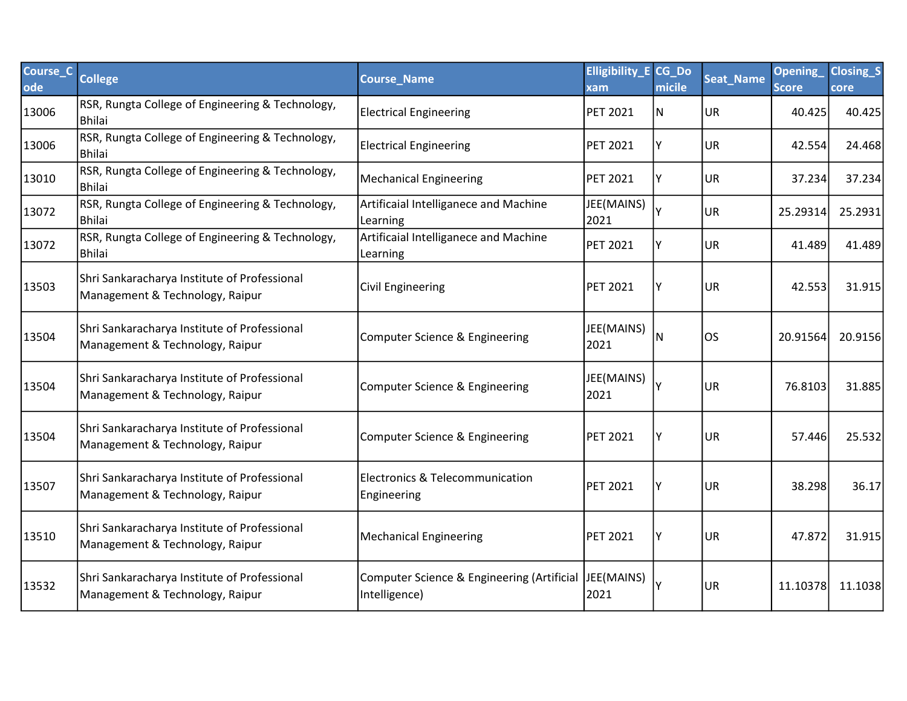| Course_Code | College | Course_Name | Elligibility_Exam | CG_Domicile | Seat_Name | Opening_Score | Closing_Score |
|---|---|---|---|---|---|---|---|
| 13006 | RSR, Rungta College of Engineering & Technology, Bhilai | Electrical Engineering | PET 2021 | N | UR | 40.425 | 40.425 |
| 13006 | RSR, Rungta College of Engineering & Technology, Bhilai | Electrical Engineering | PET 2021 | Y | UR | 42.554 | 24.468 |
| 13010 | RSR, Rungta College of Engineering & Technology, Bhilai | Mechanical Engineering | PET 2021 | Y | UR | 37.234 | 37.234 |
| 13072 | RSR, Rungta College of Engineering & Technology, Bhilai | Artificaial Intelliganece and Machine Learning | JEE(MAINS) 2021 | Y | UR | 25.29314 | 25.2931 |
| 13072 | RSR, Rungta College of Engineering & Technology, Bhilai | Artificaial Intelliganece and Machine Learning | PET 2021 | Y | UR | 41.489 | 41.489 |
| 13503 | Shri Sankaracharya Institute of Professional Management & Technology, Raipur | Civil Engineering | PET 2021 | Y | UR | 42.553 | 31.915 |
| 13504 | Shri Sankaracharya Institute of Professional Management & Technology, Raipur | Computer Science & Engineering | JEE(MAINS) 2021 | N | OS | 20.91564 | 20.9156 |
| 13504 | Shri Sankaracharya Institute of Professional Management & Technology, Raipur | Computer Science & Engineering | JEE(MAINS) 2021 | Y | UR | 76.8103 | 31.885 |
| 13504 | Shri Sankaracharya Institute of Professional Management & Technology, Raipur | Computer Science & Engineering | PET 2021 | Y | UR | 57.446 | 25.532 |
| 13507 | Shri Sankaracharya Institute of Professional Management & Technology, Raipur | Electronics & Telecommunication Engineering | PET 2021 | Y | UR | 38.298 | 36.17 |
| 13510 | Shri Sankaracharya Institute of Professional Management & Technology, Raipur | Mechanical Engineering | PET 2021 | Y | UR | 47.872 | 31.915 |
| 13532 | Shri Sankaracharya Institute of Professional Management & Technology, Raipur | Computer Science & Engineering (Artificial Intelligence) | JEE(MAINS) 2021 | Y | UR | 11.10378 | 11.1038 |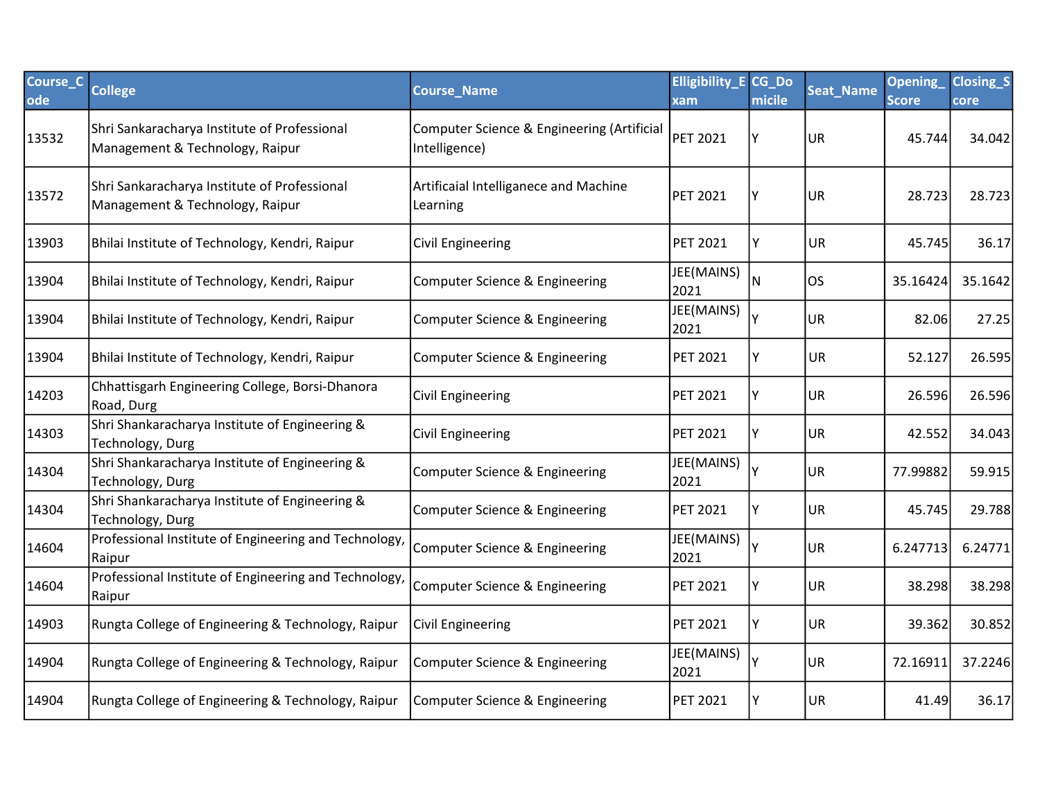| Course_Code | College | Course_Name | Elligibility_Exam | CG_Domicile | Seat_Name | Opening_Score | Closing_Score |
|---|---|---|---|---|---|---|---|
| 13532 | Shri Sankaracharya Institute of Professional Management & Technology, Raipur | Computer Science & Engineering (Artificial Intelligence) | PET 2021 | Y | UR | 45.744 | 34.042 |
| 13572 | Shri Sankaracharya Institute of Professional Management & Technology, Raipur | Artificaial Intelliganece and Machine Learning | PET 2021 | Y | UR | 28.723 | 28.723 |
| 13903 | Bhilai Institute of Technology, Kendri, Raipur | Civil Engineering | PET 2021 | Y | UR | 45.745 | 36.17 |
| 13904 | Bhilai Institute of Technology, Kendri, Raipur | Computer Science & Engineering | JEE(MAINS) 2021 | N | OS | 35.16424 | 35.1642 |
| 13904 | Bhilai Institute of Technology, Kendri, Raipur | Computer Science & Engineering | JEE(MAINS) 2021 | Y | UR | 82.06 | 27.25 |
| 13904 | Bhilai Institute of Technology, Kendri, Raipur | Computer Science & Engineering | PET 2021 | Y | UR | 52.127 | 26.595 |
| 14203 | Chhattisgarh Engineering College, Borsi-Dhanora Road, Durg | Civil Engineering | PET 2021 | Y | UR | 26.596 | 26.596 |
| 14303 | Shri Shankaracharya Institute of Engineering & Technology, Durg | Civil Engineering | PET 2021 | Y | UR | 42.552 | 34.043 |
| 14304 | Shri Shankaracharya Institute of Engineering & Technology, Durg | Computer Science & Engineering | JEE(MAINS) 2021 | Y | UR | 77.99882 | 59.915 |
| 14304 | Shri Shankaracharya Institute of Engineering & Technology, Durg | Computer Science & Engineering | PET 2021 | Y | UR | 45.745 | 29.788 |
| 14604 | Professional Institute of Engineering and Technology, Raipur | Computer Science & Engineering | JEE(MAINS) 2021 | Y | UR | 6.247713 | 6.24771 |
| 14604 | Professional Institute of Engineering and Technology, Raipur | Computer Science & Engineering | PET 2021 | Y | UR | 38.298 | 38.298 |
| 14903 | Rungta College of Engineering & Technology, Raipur | Civil Engineering | PET 2021 | Y | UR | 39.362 | 30.852 |
| 14904 | Rungta College of Engineering & Technology, Raipur | Computer Science & Engineering | JEE(MAINS) 2021 | Y | UR | 72.16911 | 37.2246 |
| 14904 | Rungta College of Engineering & Technology, Raipur | Computer Science & Engineering | PET 2021 | Y | UR | 41.49 | 36.17 |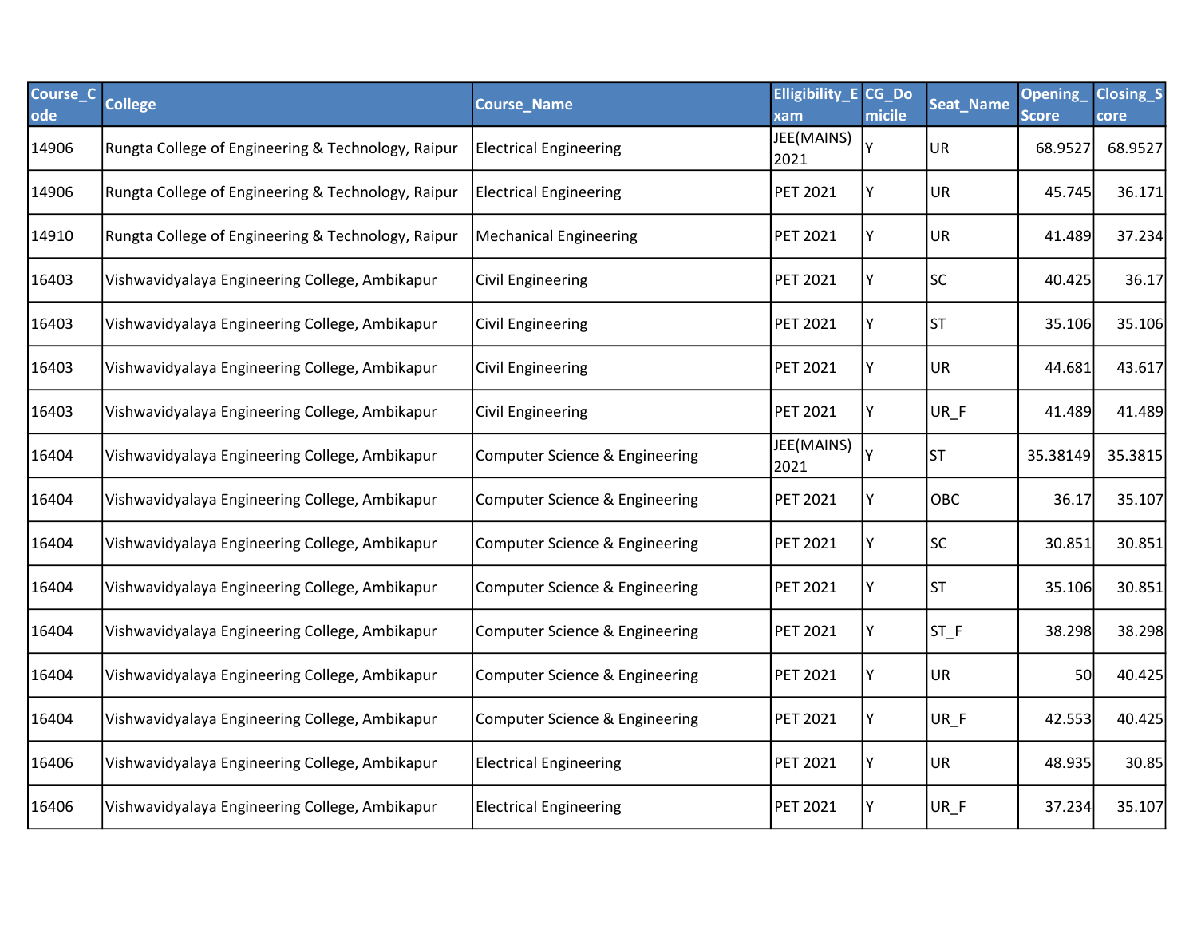| Course_Code | College | Course_Name | Elligibility_Exam | CG_Domicile | Seat_Name | Opening_Score | Closing_Score |
|---|---|---|---|---|---|---|---|
| 14906 | Rungta College of Engineering & Technology, Raipur | Electrical Engineering | JEE(MAINS) 2021 | Y | UR | 68.9527 | 68.9527 |
| 14906 | Rungta College of Engineering & Technology, Raipur | Electrical Engineering | PET 2021 | Y | UR | 45.745 | 36.171 |
| 14910 | Rungta College of Engineering & Technology, Raipur | Mechanical Engineering | PET 2021 | Y | UR | 41.489 | 37.234 |
| 16403 | Vishwavidyalaya Engineering College, Ambikapur | Civil Engineering | PET 2021 | Y | SC | 40.425 | 36.17 |
| 16403 | Vishwavidyalaya Engineering College, Ambikapur | Civil Engineering | PET 2021 | Y | ST | 35.106 | 35.106 |
| 16403 | Vishwavidyalaya Engineering College, Ambikapur | Civil Engineering | PET 2021 | Y | UR | 44.681 | 43.617 |
| 16403 | Vishwavidyalaya Engineering College, Ambikapur | Civil Engineering | PET 2021 | Y | UR_F | 41.489 | 41.489 |
| 16404 | Vishwavidyalaya Engineering College, Ambikapur | Computer Science & Engineering | JEE(MAINS) 2021 | Y | ST | 35.38149 | 35.3815 |
| 16404 | Vishwavidyalaya Engineering College, Ambikapur | Computer Science & Engineering | PET 2021 | Y | OBC | 36.17 | 35.107 |
| 16404 | Vishwavidyalaya Engineering College, Ambikapur | Computer Science & Engineering | PET 2021 | Y | SC | 30.851 | 30.851 |
| 16404 | Vishwavidyalaya Engineering College, Ambikapur | Computer Science & Engineering | PET 2021 | Y | ST | 35.106 | 30.851 |
| 16404 | Vishwavidyalaya Engineering College, Ambikapur | Computer Science & Engineering | PET 2021 | Y | ST_F | 38.298 | 38.298 |
| 16404 | Vishwavidyalaya Engineering College, Ambikapur | Computer Science & Engineering | PET 2021 | Y | UR | 50 | 40.425 |
| 16404 | Vishwavidyalaya Engineering College, Ambikapur | Computer Science & Engineering | PET 2021 | Y | UR_F | 42.553 | 40.425 |
| 16406 | Vishwavidyalaya Engineering College, Ambikapur | Electrical Engineering | PET 2021 | Y | UR | 48.935 | 30.85 |
| 16406 | Vishwavidyalaya Engineering College, Ambikapur | Electrical Engineering | PET 2021 | Y | UR_F | 37.234 | 35.107 |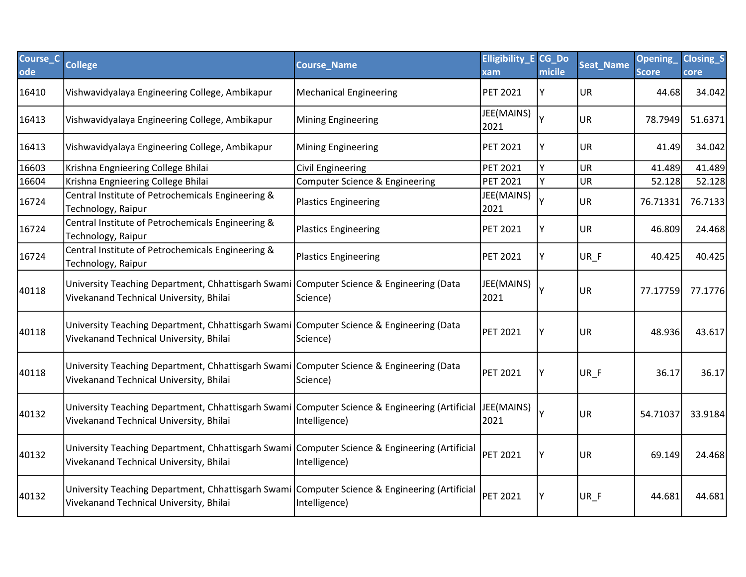| Course_Code | College | Course_Name | Elligibility_Exam | CG_Domicile | Seat_Name | Opening_Score | Closing_Score |
|---|---|---|---|---|---|---|---|
| 16410 | Vishwavidyalaya Engineering College, Ambikapur | Mechanical Engineering | PET 2021 | Y | UR | 44.68 | 34.042 |
| 16413 | Vishwavidyalaya Engineering College, Ambikapur | Mining Engineering | JEE(MAINS) 2021 | Y | UR | 78.7949 | 51.6371 |
| 16413 | Vishwavidyalaya Engineering College, Ambikapur | Mining Engineering | PET 2021 | Y | UR | 41.49 | 34.042 |
| 16603 | Krishna Engnieering College Bhilai | Civil Engineering | PET 2021 | Y | UR | 41.489 | 41.489 |
| 16604 | Krishna Engnieering College Bhilai | Computer Science & Engineering | PET 2021 | Y | UR | 52.128 | 52.128 |
| 16724 | Central Institute of Petrochemicals Engineering & Technology, Raipur | Plastics Engineering | JEE(MAINS) 2021 | Y | UR | 76.71331 | 76.7133 |
| 16724 | Central Institute of Petrochemicals Engineering & Technology, Raipur | Plastics Engineering | PET 2021 | Y | UR | 46.809 | 24.468 |
| 16724 | Central Institute of Petrochemicals Engineering & Technology, Raipur | Plastics Engineering | PET 2021 | Y | UR_F | 40.425 | 40.425 |
| 40118 | University Teaching Department, Chhattisgarh Swami Vivekanand Technical University, Bhilai | Computer Science & Engineering (Data Science) | JEE(MAINS) 2021 | Y | UR | 77.17759 | 77.1776 |
| 40118 | University Teaching Department, Chhattisgarh Swami Vivekanand Technical University, Bhilai | Computer Science & Engineering (Data Science) | PET 2021 | Y | UR | 48.936 | 43.617 |
| 40118 | University Teaching Department, Chhattisgarh Swami Vivekanand Technical University, Bhilai | Computer Science & Engineering (Data Science) | PET 2021 | Y | UR_F | 36.17 | 36.17 |
| 40132 | University Teaching Department, Chhattisgarh Swami Vivekanand Technical University, Bhilai | Computer Science & Engineering (Artificial Intelligence) | JEE(MAINS) 2021 | Y | UR | 54.71037 | 33.9184 |
| 40132 | University Teaching Department, Chhattisgarh Swami Vivekanand Technical University, Bhilai | Computer Science & Engineering (Artificial Intelligence) | PET 2021 | Y | UR | 69.149 | 24.468 |
| 40132 | University Teaching Department, Chhattisgarh Swami Vivekanand Technical University, Bhilai | Computer Science & Engineering (Artificial Intelligence) | PET 2021 | Y | UR_F | 44.681 | 44.681 |